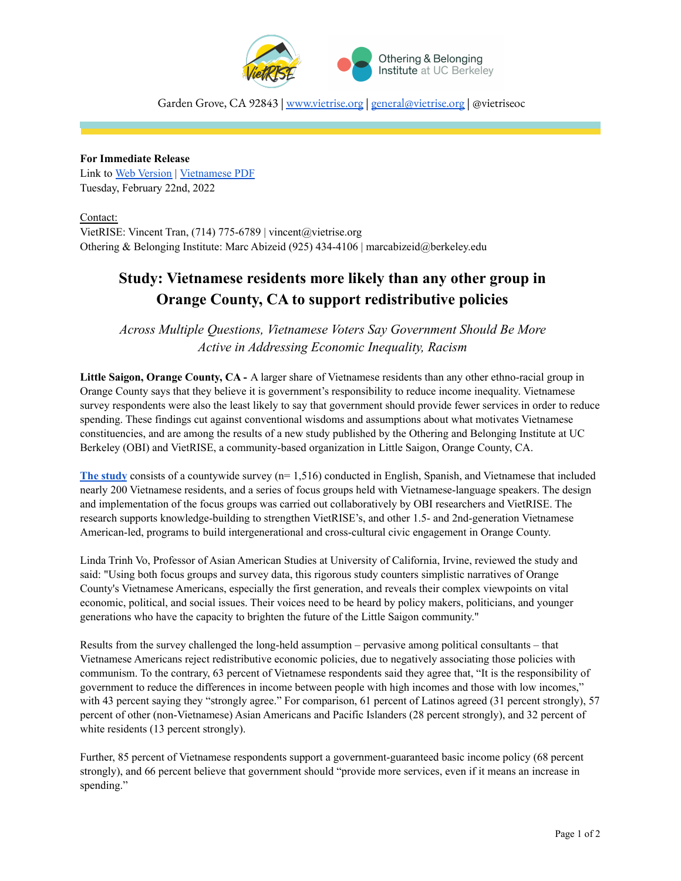Garden Grove, CA 92843 | www.vietrise.org | general@vietrise.org | @vietriseoc

**For Immediate Release**
Link to Web Version | Vietnamese PDF
Tuesday, February 22nd, 2022

Contact:
VietRISE: Vincent Tran, (714) 775-6789 | vincent@vietrise.org
Othering & Belonging Institute: Marc Abizeid (925) 434-4106 | marcabizeid@berkeley.edu

# Study: Vietnamese residents more likely than any other group in Orange County, CA to support redistributive policies

*Across Multiple Questions, Vietnamese Voters Say Government Should Be More Active in Addressing Economic Inequality, Racism*

**Little Saigon, Orange County, CA -** A larger share of Vietnamese residents than any other ethno-racial group in Orange County says that they believe it is government's responsibility to reduce income inequality. Vietnamese survey respondents were also the least likely to say that government should provide fewer services in order to reduce spending. These findings cut against conventional wisdoms and assumptions about what motivates Vietnamese constituencies, and are among the results of a new study published by the Othering and Belonging Institute at UC Berkeley (OBI) and VietRISE, a community-based organization in Little Saigon, Orange County, CA.

**The study** consists of a countywide survey (n= 1,516) conducted in English, Spanish, and Vietnamese that included nearly 200 Vietnamese residents, and a series of focus groups held with Vietnamese-language speakers. The design and implementation of the focus groups was carried out collaboratively by OBI researchers and VietRISE. The research supports knowledge-building to strengthen VietRISE's, and other 1.5- and 2nd-generation Vietnamese American-led, programs to build intergenerational and cross-cultural civic engagement in Orange County.

Linda Trinh Vo, Professor of Asian American Studies at University of California, Irvine, reviewed the study and said: "Using both focus groups and survey data, this rigorous study counters simplistic narratives of Orange County's Vietnamese Americans, especially the first generation, and reveals their complex viewpoints on vital economic, political, and social issues. Their voices need to be heard by policy makers, politicians, and younger generations who have the capacity to brighten the future of the Little Saigon community."

Results from the survey challenged the long-held assumption – pervasive among political consultants – that Vietnamese Americans reject redistributive economic policies, due to negatively associating those policies with communism. To the contrary, 63 percent of Vietnamese respondents said they agree that, "It is the responsibility of government to reduce the differences in income between people with high incomes and those with low incomes," with 43 percent saying they "strongly agree." For comparison, 61 percent of Latinos agreed (31 percent strongly), 57 percent of other (non-Vietnamese) Asian Americans and Pacific Islanders (28 percent strongly), and 32 percent of white residents (13 percent strongly).

Further, 85 percent of Vietnamese respondents support a government-guaranteed basic income policy (68 percent strongly), and 66 percent believe that government should "provide more services, even if it means an increase in spending."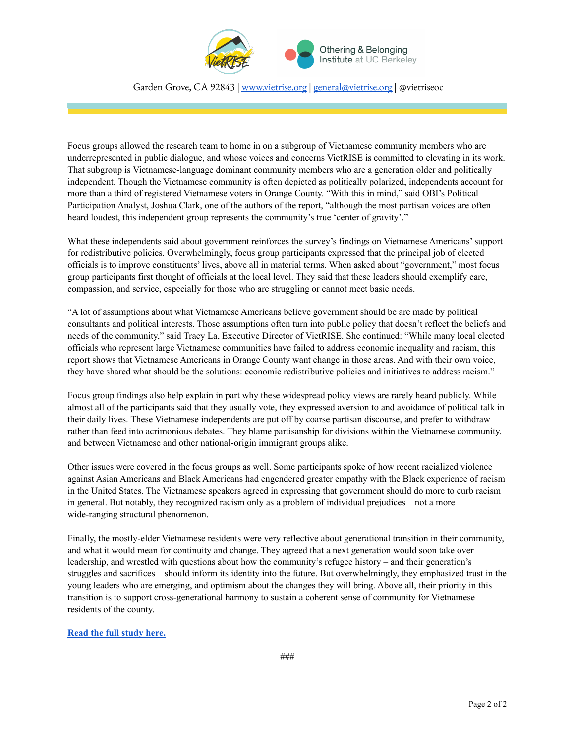Garden Grove, CA 92843 | www.vietrise.org | general@vietrise.org | @vietriseoc

Focus groups allowed the research team to home in on a subgroup of Vietnamese community members who are underrepresented in public dialogue, and whose voices and concerns VietRISE is committed to elevating in its work. That subgroup is Vietnamese-language dominant community members who are a generation older and politically independent. Though the Vietnamese community is often depicted as politically polarized, independents account for more than a third of registered Vietnamese voters in Orange County. "With this in mind," said OBI's Political Participation Analyst, Joshua Clark, one of the authors of the report, "although the most partisan voices are often heard loudest, this independent group represents the community's true 'center of gravity'."

What these independents said about government reinforces the survey's findings on Vietnamese Americans' support for redistributive policies. Overwhelmingly, focus group participants expressed that the principal job of elected officials is to improve constituents' lives, above all in material terms. When asked about "government," most focus group participants first thought of officials at the local level. They said that these leaders should exemplify care, compassion, and service, especially for those who are struggling or cannot meet basic needs.

"A lot of assumptions about what Vietnamese Americans believe government should be are made by political consultants and political interests. Those assumptions often turn into public policy that doesn't reflect the beliefs and needs of the community," said Tracy La, Executive Director of VietRISE. She continued: "While many local elected officials who represent large Vietnamese communities have failed to address economic inequality and racism, this report shows that Vietnamese Americans in Orange County want change in those areas. And with their own voice, they have shared what should be the solutions: economic redistributive policies and initiatives to address racism."

Focus group findings also help explain in part why these widespread policy views are rarely heard publicly. While almost all of the participants said that they usually vote, they expressed aversion to and avoidance of political talk in their daily lives. These Vietnamese independents are put off by coarse partisan discourse, and prefer to withdraw rather than feed into acrimonious debates. They blame partisanship for divisions within the Vietnamese community, and between Vietnamese and other national-origin immigrant groups alike.

Other issues were covered in the focus groups as well. Some participants spoke of how recent racialized violence against Asian Americans and Black Americans had engendered greater empathy with the Black experience of racism in the United States. The Vietnamese speakers agreed in expressing that government should do more to curb racism in general. But notably, they recognized racism only as a problem of individual prejudices – not a more wide-ranging structural phenomenon.

Finally, the mostly-elder Vietnamese residents were very reflective about generational transition in their community, and what it would mean for continuity and change. They agreed that a next generation would soon take over leadership, and wrestled with questions about how the community's refugee history – and their generation's struggles and sacrifices – should inform its identity into the future. But overwhelmingly, they emphasized trust in the young leaders who are emerging, and optimism about the changes they will bring. Above all, their priority in this transition is to support cross-generational harmony to sustain a coherent sense of community for Vietnamese residents of the county.

**Read the full study here.**

###